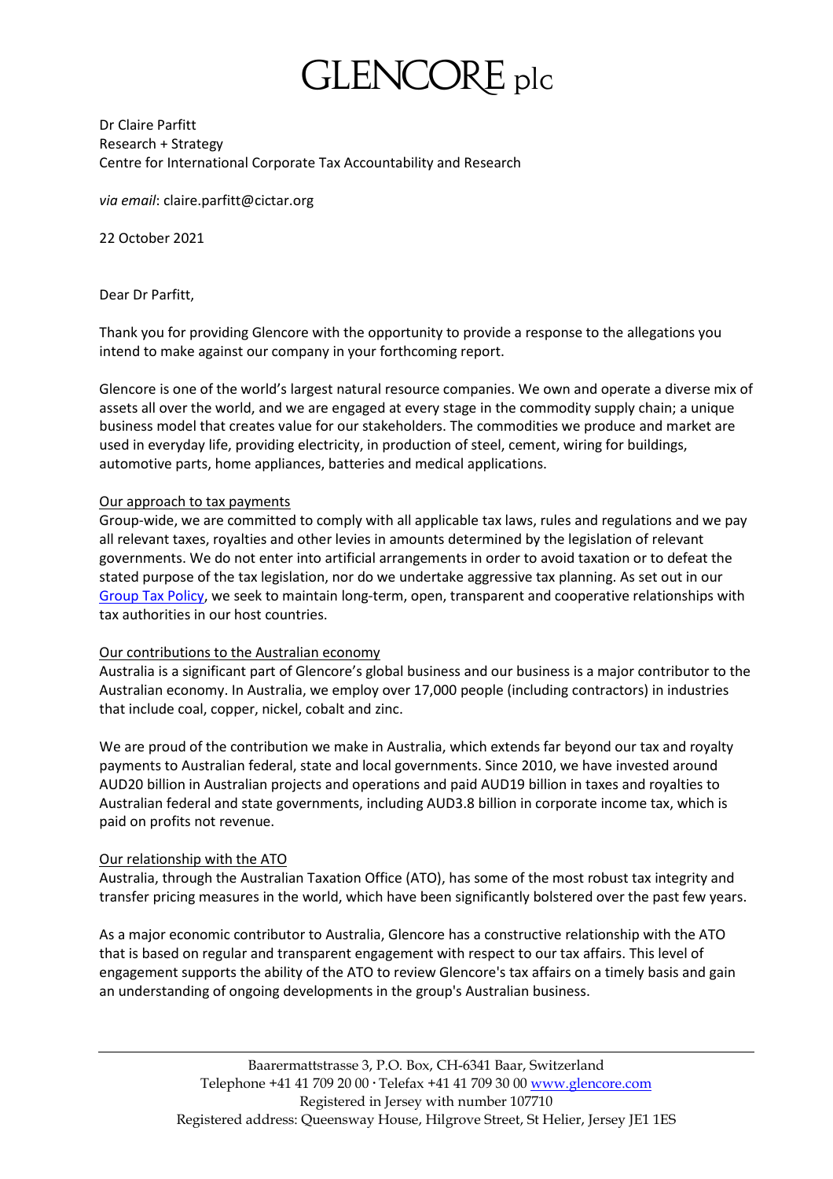# GLENCORE plc

Dr Claire Parfitt
Research + Strategy
Centre for International Corporate Tax Accountability and Research

*via email*: claire.parfitt@cictar.org

22 October 2021

Dear Dr Parfitt,

Thank you for providing Glencore with the opportunity to provide a response to the allegations you intend to make against our company in your forthcoming report.

Glencore is one of the world's largest natural resource companies. We own and operate a diverse mix of assets all over the world, and we are engaged at every stage in the commodity supply chain; a unique business model that creates value for our stakeholders. The commodities we produce and market are used in everyday life, providing electricity, in production of steel, cement, wiring for buildings, automotive parts, home appliances, batteries and medical applications.

## Our approach to tax payments

Group-wide, we are committed to comply with all applicable tax laws, rules and regulations and we pay all relevant taxes, royalties and other levies in amounts determined by the legislation of relevant governments. We do not enter into artificial arrangements in order to avoid taxation or to defeat the stated purpose of the tax legislation, nor do we undertake aggressive tax planning. As set out in our Group Tax Policy, we seek to maintain long-term, open, transparent and cooperative relationships with tax authorities in our host countries.

## Our contributions to the Australian economy

Australia is a significant part of Glencore's global business and our business is a major contributor to the Australian economy. In Australia, we employ over 17,000 people (including contractors) in industries that include coal, copper, nickel, cobalt and zinc.

We are proud of the contribution we make in Australia, which extends far beyond our tax and royalty payments to Australian federal, state and local governments. Since 2010, we have invested around AUD20 billion in Australian projects and operations and paid AUD19 billion in taxes and royalties to Australian federal and state governments, including AUD3.8 billion in corporate income tax, which is paid on profits not revenue.

## Our relationship with the ATO

Australia, through the Australian Taxation Office (ATO), has some of the most robust tax integrity and transfer pricing measures in the world, which have been significantly bolstered over the past few years.

As a major economic contributor to Australia, Glencore has a constructive relationship with the ATO that is based on regular and transparent engagement with respect to our tax affairs. This level of engagement supports the ability of the ATO to review Glencore's tax affairs on a timely basis and gain an understanding of ongoing developments in the group's Australian business.

Baarermattstrasse 3, P.O. Box, CH-6341 Baar, Switzerland
Telephone +41 41 709 20 00 · Telefax +41 41 709 30 00 www.glencore.com
Registered in Jersey with number 107710
Registered address: Queensway House, Hilgrove Street, St Helier, Jersey JE1 1ES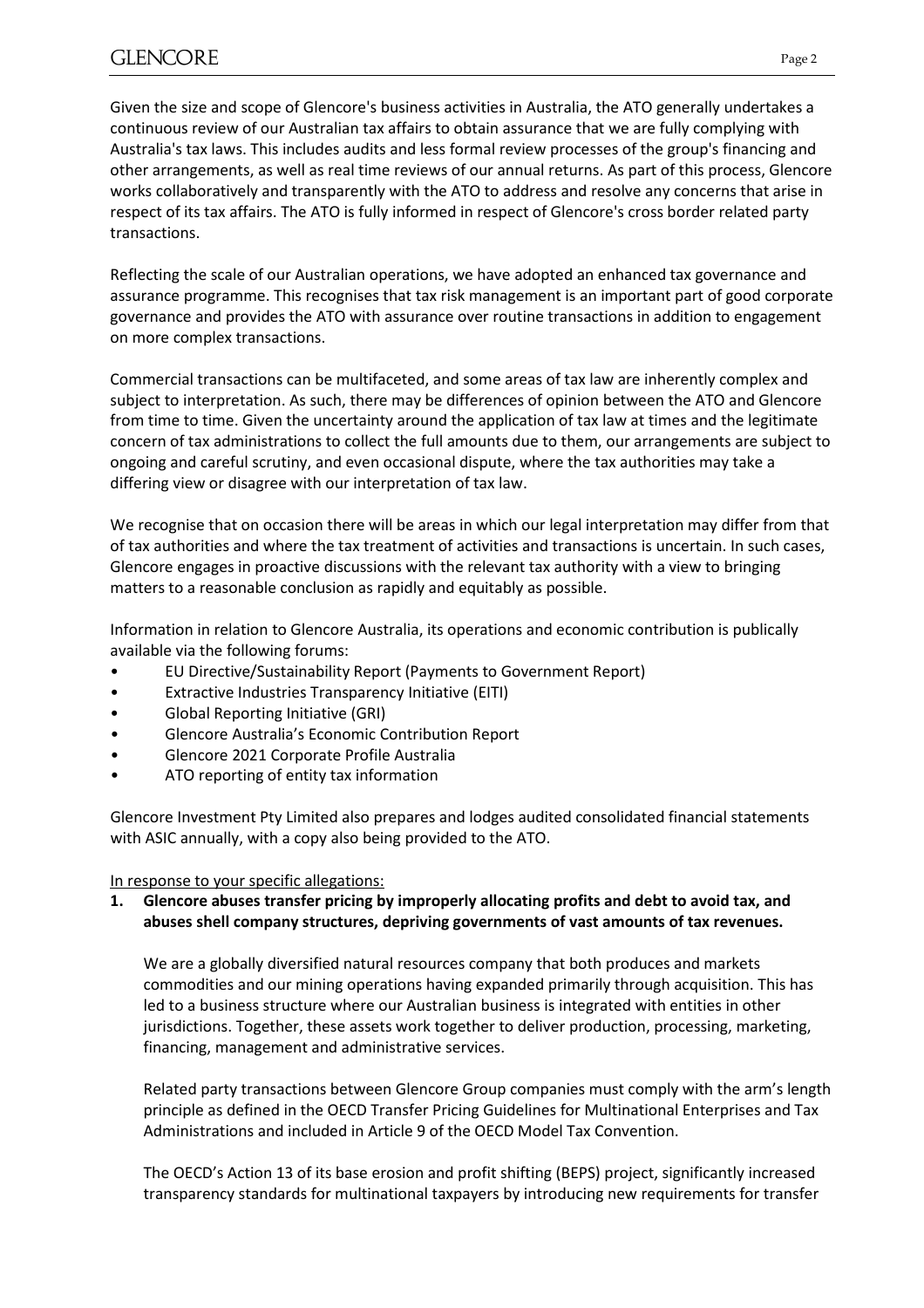Given the size and scope of Glencore's business activities in Australia, the ATO generally undertakes a continuous review of our Australian tax affairs to obtain assurance that we are fully complying with Australia's tax laws. This includes audits and less formal review processes of the group's financing and other arrangements, as well as real time reviews of our annual returns. As part of this process, Glencore works collaboratively and transparently with the ATO to address and resolve any concerns that arise in respect of its tax affairs. The ATO is fully informed in respect of Glencore's cross border related party transactions.

Reflecting the scale of our Australian operations, we have adopted an enhanced tax governance and assurance programme. This recognises that tax risk management is an important part of good corporate governance and provides the ATO with assurance over routine transactions in addition to engagement on more complex transactions.

Commercial transactions can be multifaceted, and some areas of tax law are inherently complex and subject to interpretation. As such, there may be differences of opinion between the ATO and Glencore from time to time. Given the uncertainty around the application of tax law at times and the legitimate concern of tax administrations to collect the full amounts due to them, our arrangements are subject to ongoing and careful scrutiny, and even occasional dispute, where the tax authorities may take a differing view or disagree with our interpretation of tax law.

We recognise that on occasion there will be areas in which our legal interpretation may differ from that of tax authorities and where the tax treatment of activities and transactions is uncertain. In such cases, Glencore engages in proactive discussions with the relevant tax authority with a view to bringing matters to a reasonable conclusion as rapidly and equitably as possible.

Information in relation to Glencore Australia, its operations and economic contribution is publically available via the following forums:

- EU Directive/Sustainability Report (Payments to Government Report)
- Extractive Industries Transparency Initiative (EITI)
- Global Reporting Initiative (GRI)
- Glencore Australia's Economic Contribution Report
- Glencore 2021 Corporate Profile Australia
- ATO reporting of entity tax information

Glencore Investment Pty Limited also prepares and lodges audited consolidated financial statements with ASIC annually, with a copy also being provided to the ATO.

<u>In response to your specific allegations:</u>

1. **Glencore abuses transfer pricing by improperly allocating profits and debt to avoid tax, and abuses shell company structures, depriving governments of vast amounts of tax revenues.**

   We are a globally diversified natural resources company that both produces and markets commodities and our mining operations having expanded primarily through acquisition. This has led to a business structure where our Australian business is integrated with entities in other jurisdictions. Together, these assets work together to deliver production, processing, marketing, financing, management and administrative services.

   Related party transactions between Glencore Group companies must comply with the arm's length principle as defined in the OECD Transfer Pricing Guidelines for Multinational Enterprises and Tax Administrations and included in Article 9 of the OECD Model Tax Convention.

   The OECD's Action 13 of its base erosion and profit shifting (BEPS) project, significantly increased transparency standards for multinational taxpayers by introducing new requirements for transfer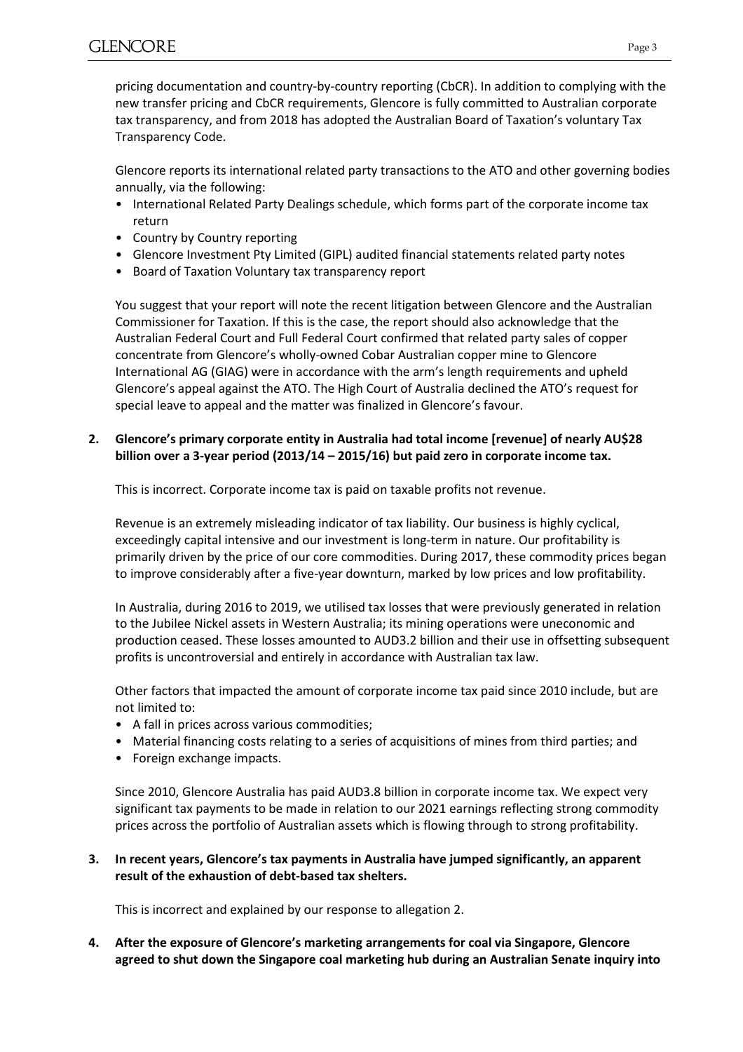pricing documentation and country-by-country reporting (CbCR). In addition to complying with the new transfer pricing and CbCR requirements, Glencore is fully committed to Australian corporate tax transparency, and from 2018 has adopted the Australian Board of Taxation's voluntary Tax Transparency Code.

Glencore reports its international related party transactions to the ATO and other governing bodies annually, via the following:

- International Related Party Dealings schedule, which forms part of the corporate income tax return
- Country by Country reporting
- Glencore Investment Pty Limited (GIPL) audited financial statements related party notes
- Board of Taxation Voluntary tax transparency report

You suggest that your report will note the recent litigation between Glencore and the Australian Commissioner for Taxation. If this is the case, the report should also acknowledge that the Australian Federal Court and Full Federal Court confirmed that related party sales of copper concentrate from Glencore's wholly-owned Cobar Australian copper mine to Glencore International AG (GIAG) were in accordance with the arm's length requirements and upheld Glencore's appeal against the ATO. The High Court of Australia declined the ATO's request for special leave to appeal and the matter was finalized in Glencore's favour.

**2. Glencore's primary corporate entity in Australia had total income [revenue] of nearly AU$28 billion over a 3-year period (2013/14 – 2015/16) but paid zero in corporate income tax.**

This is incorrect. Corporate income tax is paid on taxable profits not revenue.

Revenue is an extremely misleading indicator of tax liability. Our business is highly cyclical, exceedingly capital intensive and our investment is long-term in nature. Our profitability is primarily driven by the price of our core commodities. During 2017, these commodity prices began to improve considerably after a five-year downturn, marked by low prices and low profitability.

In Australia, during 2016 to 2019, we utilised tax losses that were previously generated in relation to the Jubilee Nickel assets in Western Australia; its mining operations were uneconomic and production ceased. These losses amounted to AUD3.2 billion and their use in offsetting subsequent profits is uncontroversial and entirely in accordance with Australian tax law.

Other factors that impacted the amount of corporate income tax paid since 2010 include, but are not limited to:

- A fall in prices across various commodities;
- Material financing costs relating to a series of acquisitions of mines from third parties; and
- Foreign exchange impacts.

Since 2010, Glencore Australia has paid AUD3.8 billion in corporate income tax. We expect very significant tax payments to be made in relation to our 2021 earnings reflecting strong commodity prices across the portfolio of Australian assets which is flowing through to strong profitability.

**3. In recent years, Glencore's tax payments in Australia have jumped significantly, an apparent result of the exhaustion of debt-based tax shelters.**

This is incorrect and explained by our response to allegation 2.

**4. After the exposure of Glencore's marketing arrangements for coal via Singapore, Glencore agreed to shut down the Singapore coal marketing hub during an Australian Senate inquiry into**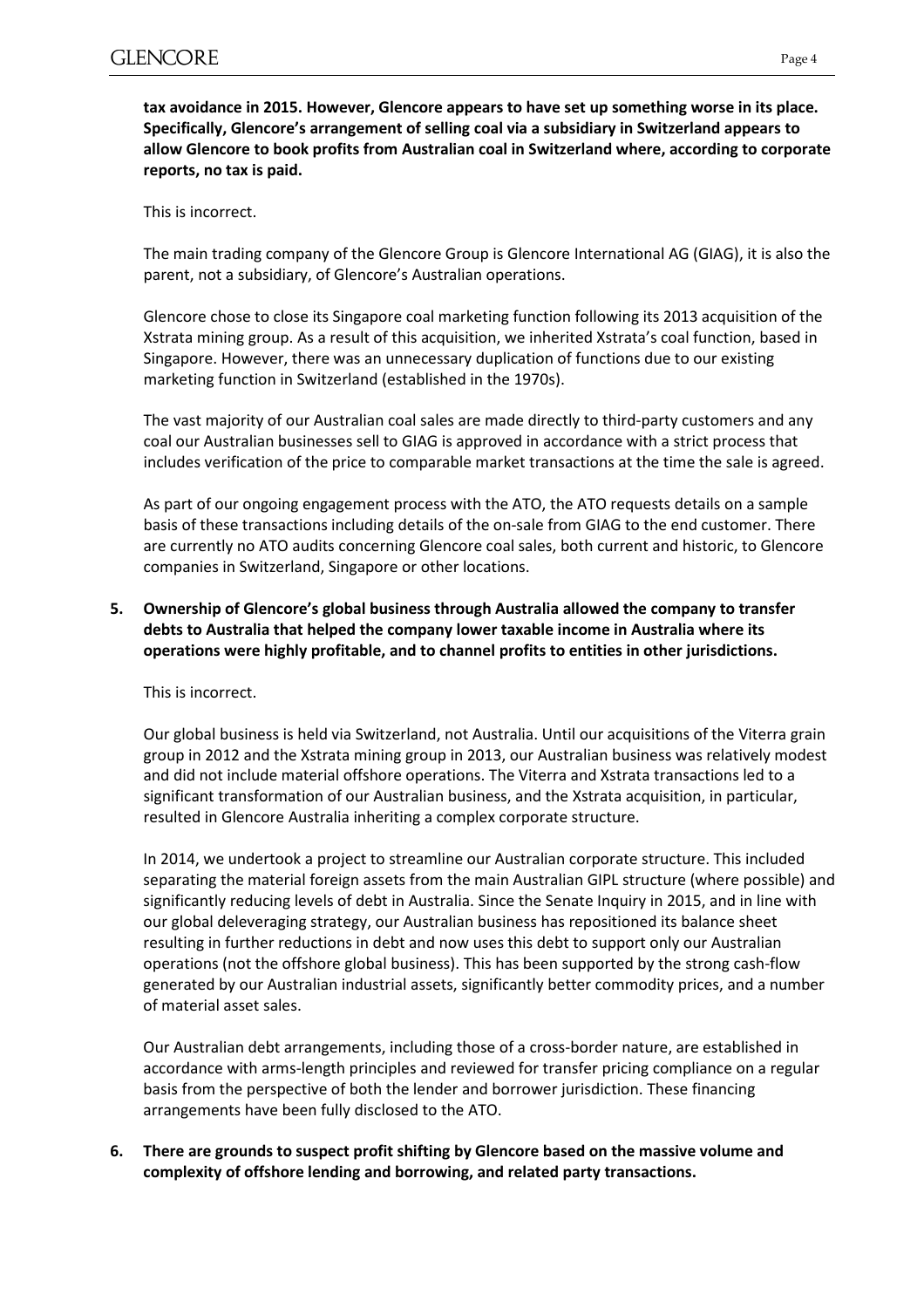**tax avoidance in 2015. However, Glencore appears to have set up something worse in its place. Specifically, Glencore's arrangement of selling coal via a subsidiary in Switzerland appears to allow Glencore to book profits from Australian coal in Switzerland where, according to corporate reports, no tax is paid.**

This is incorrect.

The main trading company of the Glencore Group is Glencore International AG (GIAG), it is also the parent, not a subsidiary, of Glencore's Australian operations.

Glencore chose to close its Singapore coal marketing function following its 2013 acquisition of the Xstrata mining group. As a result of this acquisition, we inherited Xstrata's coal function, based in Singapore. However, there was an unnecessary duplication of functions due to our existing marketing function in Switzerland (established in the 1970s).

The vast majority of our Australian coal sales are made directly to third-party customers and any coal our Australian businesses sell to GIAG is approved in accordance with a strict process that includes verification of the price to comparable market transactions at the time the sale is agreed.

As part of our ongoing engagement process with the ATO, the ATO requests details on a sample basis of these transactions including details of the on-sale from GIAG to the end customer. There are currently no ATO audits concerning Glencore coal sales, both current and historic, to Glencore companies in Switzerland, Singapore or other locations.

5. **Ownership of Glencore's global business through Australia allowed the company to transfer debts to Australia that helped the company lower taxable income in Australia where its operations were highly profitable, and to channel profits to entities in other jurisdictions.**

   This is incorrect.

   Our global business is held via Switzerland, not Australia. Until our acquisitions of the Viterra grain group in 2012 and the Xstrata mining group in 2013, our Australian business was relatively modest and did not include material offshore operations. The Viterra and Xstrata transactions led to a significant transformation of our Australian business, and the Xstrata acquisition, in particular, resulted in Glencore Australia inheriting a complex corporate structure.

   In 2014, we undertook a project to streamline our Australian corporate structure. This included separating the material foreign assets from the main Australian GIPL structure (where possible) and significantly reducing levels of debt in Australia. Since the Senate Inquiry in 2015, and in line with our global deleveraging strategy, our Australian business has repositioned its balance sheet resulting in further reductions in debt and now uses this debt to support only our Australian operations (not the offshore global business). This has been supported by the strong cash-flow generated by our Australian industrial assets, significantly better commodity prices, and a number of material asset sales.

   Our Australian debt arrangements, including those of a cross-border nature, are established in accordance with arms-length principles and reviewed for transfer pricing compliance on a regular basis from the perspective of both the lender and borrower jurisdiction. These financing arrangements have been fully disclosed to the ATO.

6. **There are grounds to suspect profit shifting by Glencore based on the massive volume and complexity of offshore lending and borrowing, and related party transactions.**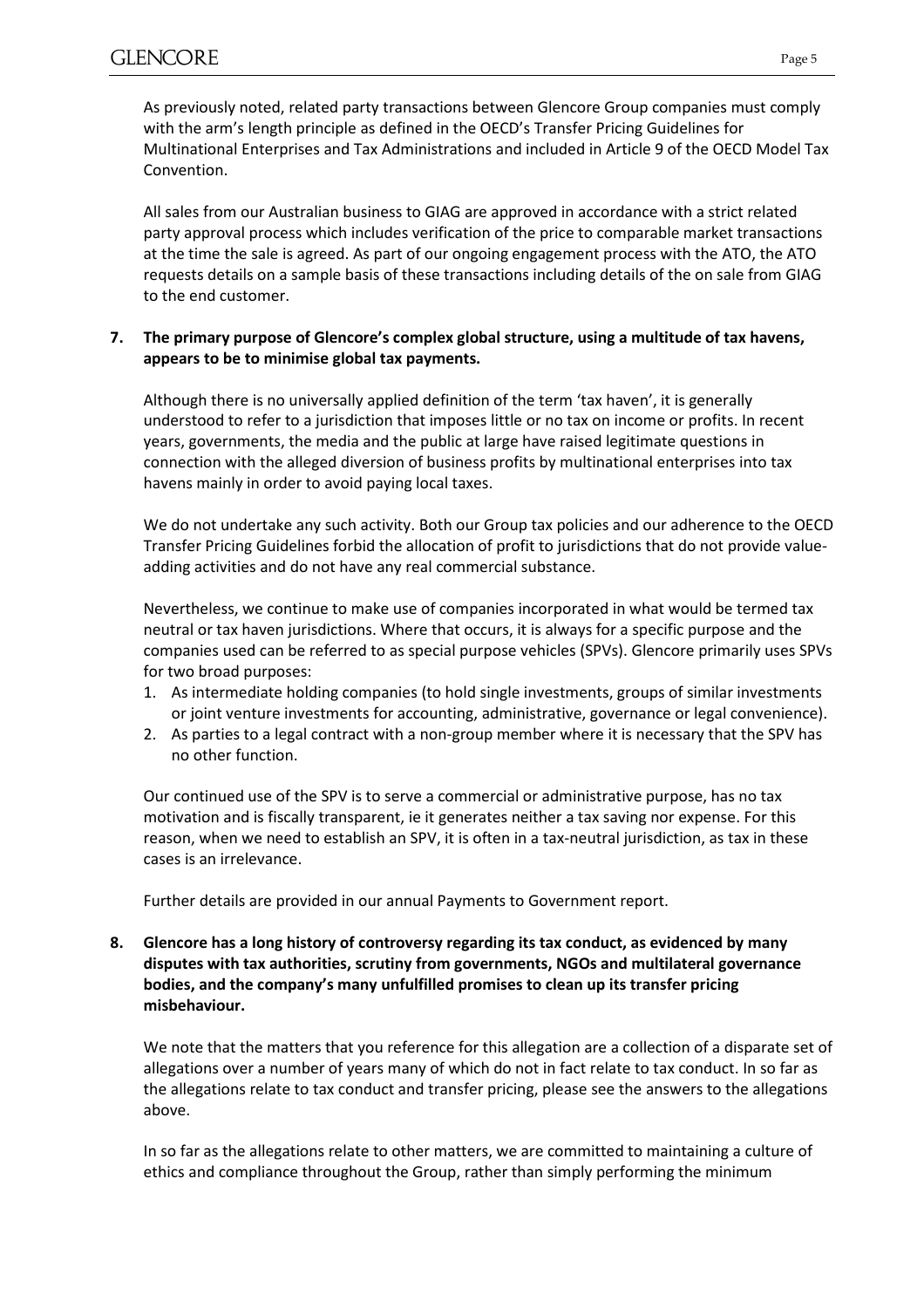As previously noted, related party transactions between Glencore Group companies must comply with the arm's length principle as defined in the OECD's Transfer Pricing Guidelines for Multinational Enterprises and Tax Administrations and included in Article 9 of the OECD Model Tax Convention.

All sales from our Australian business to GIAG are approved in accordance with a strict related party approval process which includes verification of the price to comparable market transactions at the time the sale is agreed. As part of our ongoing engagement process with the ATO, the ATO requests details on a sample basis of these transactions including details of the on sale from GIAG to the end customer.

**7. The primary purpose of Glencore's complex global structure, using a multitude of tax havens, appears to be to minimise global tax payments.**

Although there is no universally applied definition of the term 'tax haven', it is generally understood to refer to a jurisdiction that imposes little or no tax on income or profits. In recent years, governments, the media and the public at large have raised legitimate questions in connection with the alleged diversion of business profits by multinational enterprises into tax havens mainly in order to avoid paying local taxes.

We do not undertake any such activity. Both our Group tax policies and our adherence to the OECD Transfer Pricing Guidelines forbid the allocation of profit to jurisdictions that do not provide value-adding activities and do not have any real commercial substance.

Nevertheless, we continue to make use of companies incorporated in what would be termed tax neutral or tax haven jurisdictions. Where that occurs, it is always for a specific purpose and the companies used can be referred to as special purpose vehicles (SPVs). Glencore primarily uses SPVs for two broad purposes:

1. As intermediate holding companies (to hold single investments, groups of similar investments or joint venture investments for accounting, administrative, governance or legal convenience).
2. As parties to a legal contract with a non-group member where it is necessary that the SPV has no other function.

Our continued use of the SPV is to serve a commercial or administrative purpose, has no tax motivation and is fiscally transparent, ie it generates neither a tax saving nor expense. For this reason, when we need to establish an SPV, it is often in a tax-neutral jurisdiction, as tax in these cases is an irrelevance.

Further details are provided in our annual Payments to Government report.

**8. Glencore has a long history of controversy regarding its tax conduct, as evidenced by many disputes with tax authorities, scrutiny from governments, NGOs and multilateral governance bodies, and the company's many unfulfilled promises to clean up its transfer pricing misbehaviour.**

We note that the matters that you reference for this allegation are a collection of a disparate set of allegations over a number of years many of which do not in fact relate to tax conduct. In so far as the allegations relate to tax conduct and transfer pricing, please see the answers to the allegations above.

In so far as the allegations relate to other matters, we are committed to maintaining a culture of ethics and compliance throughout the Group, rather than simply performing the minimum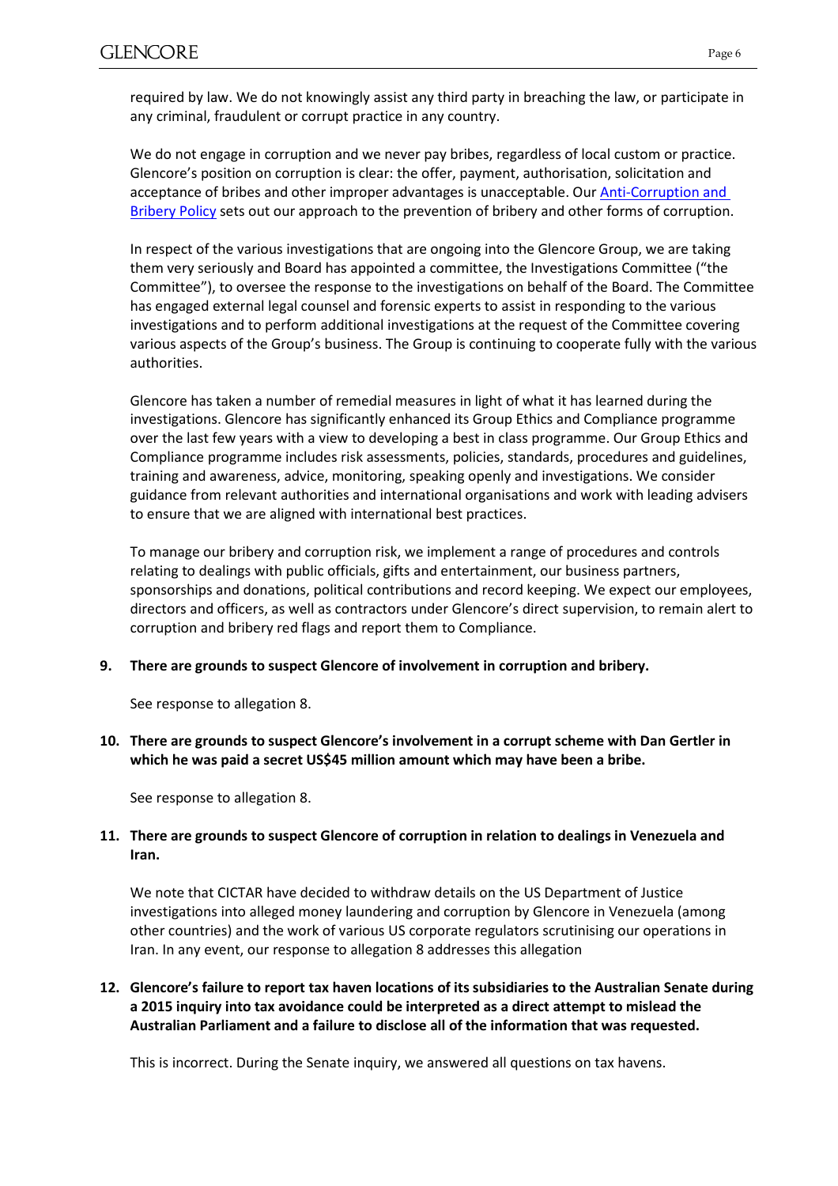required by law. We do not knowingly assist any third party in breaching the law, or participate in any criminal, fraudulent or corrupt practice in any country.

We do not engage in corruption and we never pay bribes, regardless of local custom or practice. Glencore's position on corruption is clear: the offer, payment, authorisation, solicitation and acceptance of bribes and other improper advantages is unacceptable. Our Anti-Corruption and Bribery Policy sets out our approach to the prevention of bribery and other forms of corruption.

In respect of the various investigations that are ongoing into the Glencore Group, we are taking them very seriously and Board has appointed a committee, the Investigations Committee ("the Committee"), to oversee the response to the investigations on behalf of the Board. The Committee has engaged external legal counsel and forensic experts to assist in responding to the various investigations and to perform additional investigations at the request of the Committee covering various aspects of the Group's business. The Group is continuing to cooperate fully with the various authorities.

Glencore has taken a number of remedial measures in light of what it has learned during the investigations. Glencore has significantly enhanced its Group Ethics and Compliance programme over the last few years with a view to developing a best in class programme. Our Group Ethics and Compliance programme includes risk assessments, policies, standards, procedures and guidelines, training and awareness, advice, monitoring, speaking openly and investigations. We consider guidance from relevant authorities and international organisations and work with leading advisers to ensure that we are aligned with international best practices.

To manage our bribery and corruption risk, we implement a range of procedures and controls relating to dealings with public officials, gifts and entertainment, our business partners, sponsorships and donations, political contributions and record keeping. We expect our employees, directors and officers, as well as contractors under Glencore's direct supervision, to remain alert to corruption and bribery red flags and report them to Compliance.

9. **There are grounds to suspect Glencore of involvement in corruption and bribery.**

   See response to allegation 8.

10. **There are grounds to suspect Glencore's involvement in a corrupt scheme with Dan Gertler in which he was paid a secret US$45 million amount which may have been a bribe.**

    See response to allegation 8.

11. **There are grounds to suspect Glencore of corruption in relation to dealings in Venezuela and Iran.**

    We note that CICTAR have decided to withdraw details on the US Department of Justice investigations into alleged money laundering and corruption by Glencore in Venezuela (among other countries) and the work of various US corporate regulators scrutinising our operations in Iran. In any event, our response to allegation 8 addresses this allegation

12. **Glencore's failure to report tax haven locations of its subsidiaries to the Australian Senate during a 2015 inquiry into tax avoidance could be interpreted as a direct attempt to mislead the Australian Parliament and a failure to disclose all of the information that was requested.**

    This is incorrect. During the Senate inquiry, we answered all questions on tax havens.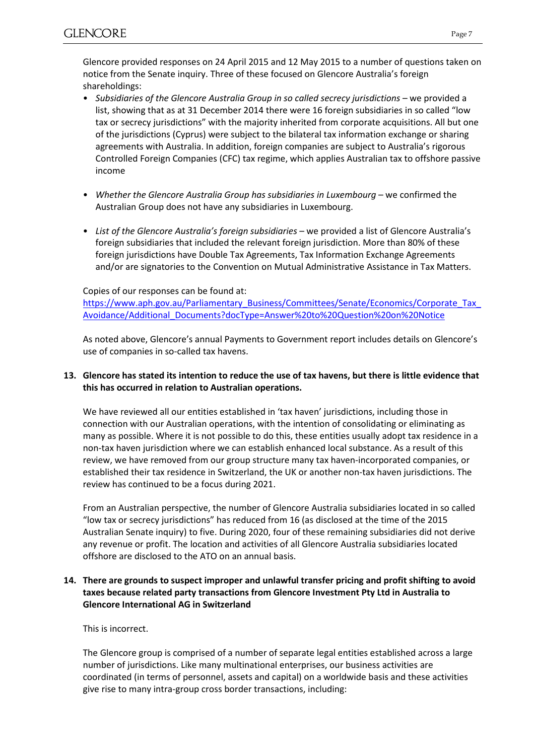Glencore provided responses on 24 April 2015 and 12 May 2015 to a number of questions taken on notice from the Senate inquiry. Three of these focused on Glencore Australia's foreign shareholdings:

- *Subsidiaries of the Glencore Australia Group in so called secrecy jurisdictions* – we provided a list, showing that as at 31 December 2014 there were 16 foreign subsidiaries in so called "low tax or secrecy jurisdictions" with the majority inherited from corporate acquisitions. All but one of the jurisdictions (Cyprus) were subject to the bilateral tax information exchange or sharing agreements with Australia. In addition, foreign companies are subject to Australia's rigorous Controlled Foreign Companies (CFC) tax regime, which applies Australian tax to offshore passive income

- *Whether the Glencore Australia Group has subsidiaries in Luxembourg* – we confirmed the Australian Group does not have any subsidiaries in Luxembourg.

- *List of the Glencore Australia's foreign subsidiaries* – we provided a list of Glencore Australia's foreign subsidiaries that included the relevant foreign jurisdiction. More than 80% of these foreign jurisdictions have Double Tax Agreements, Tax Information Exchange Agreements and/or are signatories to the Convention on Mutual Administrative Assistance in Tax Matters.

Copies of our responses can be found at:
[https://www.aph.gov.au/Parliamentary_Business/Committees/Senate/Economics/Corporate_Tax_Avoidance/Additional_Documents?docType=Answer%20to%20Question%20on%20Notice](https://www.aph.gov.au/Parliamentary_Business/Committees/Senate/Economics/Corporate_Tax_Avoidance/Additional_Documents?docType=Answer%20to%20Question%20on%20Notice)

As noted above, Glencore's annual Payments to Government report includes details on Glencore's use of companies in so-called tax havens.

**13. Glencore has stated its intention to reduce the use of tax havens, but there is little evidence that this has occurred in relation to Australian operations.**

We have reviewed all our entities established in 'tax haven' jurisdictions, including those in connection with our Australian operations, with the intention of consolidating or eliminating as many as possible. Where it is not possible to do this, these entities usually adopt tax residence in a non-tax haven jurisdiction where we can establish enhanced local substance. As a result of this review, we have removed from our group structure many tax haven-incorporated companies, or established their tax residence in Switzerland, the UK or another non-tax haven jurisdictions. The review has continued to be a focus during 2021.

From an Australian perspective, the number of Glencore Australia subsidiaries located in so called "low tax or secrecy jurisdictions" has reduced from 16 (as disclosed at the time of the 2015 Australian Senate inquiry) to five. During 2020, four of these remaining subsidiaries did not derive any revenue or profit. The location and activities of all Glencore Australia subsidiaries located offshore are disclosed to the ATO on an annual basis.

**14. There are grounds to suspect improper and unlawful transfer pricing and profit shifting to avoid taxes because related party transactions from Glencore Investment Pty Ltd in Australia to Glencore International AG in Switzerland**

This is incorrect.

The Glencore group is comprised of a number of separate legal entities established across a large number of jurisdictions. Like many multinational enterprises, our business activities are coordinated (in terms of personnel, assets and capital) on a worldwide basis and these activities give rise to many intra-group cross border transactions, including: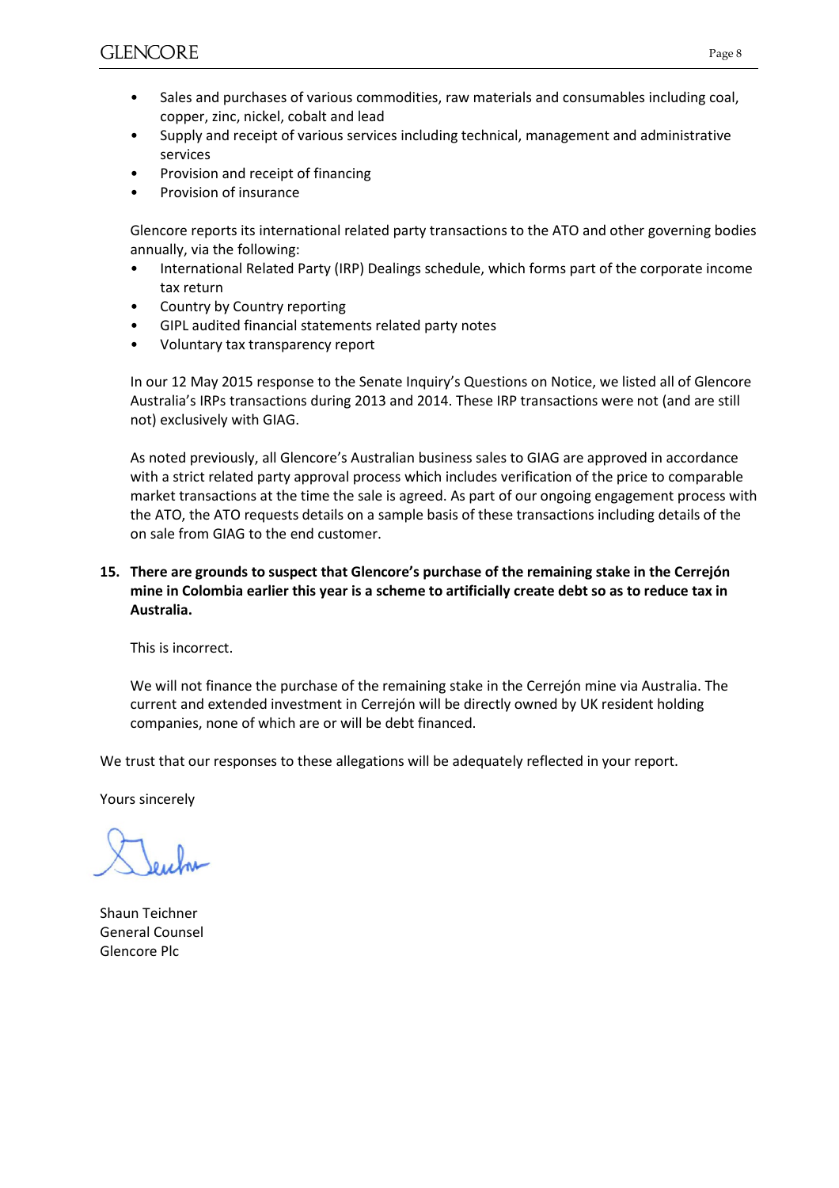- Sales and purchases of various commodities, raw materials and consumables including coal, copper, zinc, nickel, cobalt and lead
- Supply and receipt of various services including technical, management and administrative services
- Provision and receipt of financing
- Provision of insurance

Glencore reports its international related party transactions to the ATO and other governing bodies annually, via the following:

- International Related Party (IRP) Dealings schedule, which forms part of the corporate income tax return
- Country by Country reporting
- GIPL audited financial statements related party notes
- Voluntary tax transparency report

In our 12 May 2015 response to the Senate Inquiry's Questions on Notice, we listed all of Glencore Australia's IRPs transactions during 2013 and 2014. These IRP transactions were not (and are still not) exclusively with GIAG.

As noted previously, all Glencore's Australian business sales to GIAG are approved in accordance with a strict related party approval process which includes verification of the price to comparable market transactions at the time the sale is agreed. As part of our ongoing engagement process with the ATO, the ATO requests details on a sample basis of these transactions including details of the on sale from GIAG to the end customer.

**15. There are grounds to suspect that Glencore's purchase of the remaining stake in the Cerrejón mine in Colombia earlier this year is a scheme to artificially create debt so as to reduce tax in Australia.**

This is incorrect.

We will not finance the purchase of the remaining stake in the Cerrejón mine via Australia. The current and extended investment in Cerrejón will be directly owned by UK resident holding companies, none of which are or will be debt financed.

We trust that our responses to these allegations will be adequately reflected in your report.

Yours sincerely

Shaun Teichner
General Counsel
Glencore Plc